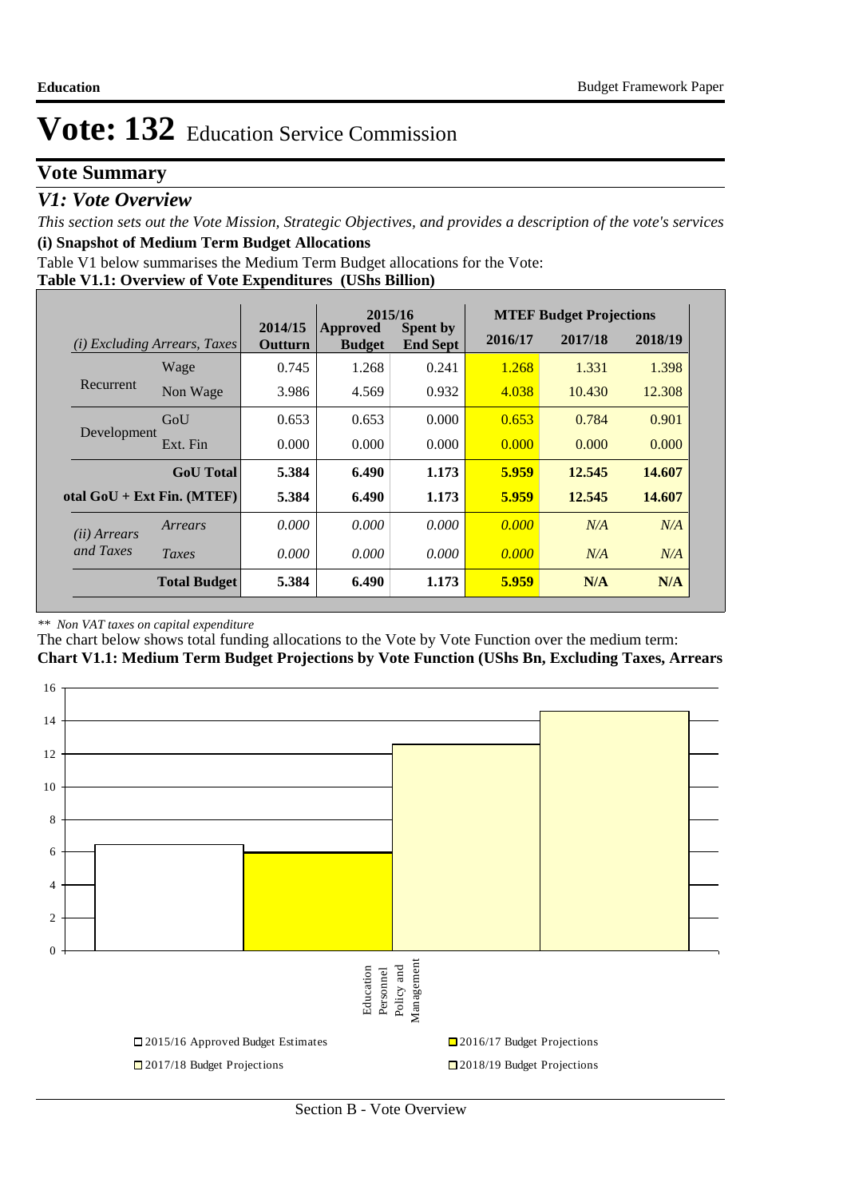# Vote: 132 Education Service Commission

## Vote Summary

### *V1: Vote Overview*

*This section sets out the Vote Mission, Strategic Objectives, and provides a description of the vote's services*

**(i) Snapshot of Medium Term Budget Allocations**

Table V1 below summarises the Medium Term Budget allocations for the Vote:

**Table V1.1: Overview of Vote Expenditures (UShs Billion)**

| *(i) Excluding Arrears, Taxes* | | 2014/15 Outturn | 2015/16 Approved Budget | 2015/16 Spent by End Sept | MTEF Budget Projections 2016/17 | 2017/18 | 2018/19 |
|---|---|---|---|---|---|---|---|
| Recurrent | Wage | 0.745 | 1.268 | 0.241 | 1.268 | 1.331 | 1.398 |
| | Non Wage | 3.986 | 4.569 | 0.932 | 4.038 | 10.430 | 12.308 |
| Development | GoU | 0.653 | 0.653 | 0.000 | 0.653 | 0.784 | 0.901 |
| | Ext. Fin | 0.000 | 0.000 | 0.000 | 0.000 | 0.000 | 0.000 |
| | **GoU Total** | **5.384** | **6.490** | **1.173** | **5.959** | **12.545** | **14.607** |
| **otal GoU + Ext Fin. (MTEF)** | | **5.384** | **6.490** | **1.173** | **5.959** | **12.545** | **14.607** |
| *(ii) Arrears and Taxes* | *Arrears* | *0.000* | *0.000* | *0.000* | *0.000* | *N/A* | *N/A* |
| | *Taxes* | *0.000* | *0.000* | *0.000* | *0.000* | *N/A* | *N/A* |
| | **Total Budget** | **5.384** | **6.490** | **1.173** | **5.959** | **N/A** | **N/A** |

*\*\* Non VAT taxes on capital expenditure*

The chart below shows total funding allocations to the Vote by Vote Function over the medium term:

**Chart V1.1: Medium Term Budget Projections by Vote Function (UShs Bn, Excluding Taxes, Arrears**

| Vote Function | 2015/16 Approved Budget Estimates | 2016/17 Budget Projections | 2017/18 Budget Projections | 2018/19 Budget Projections |
|---|---|---|---|---|
| Education Personnel Policy and Management | 6.490 | 5.959 | 12.545 | 14.607 |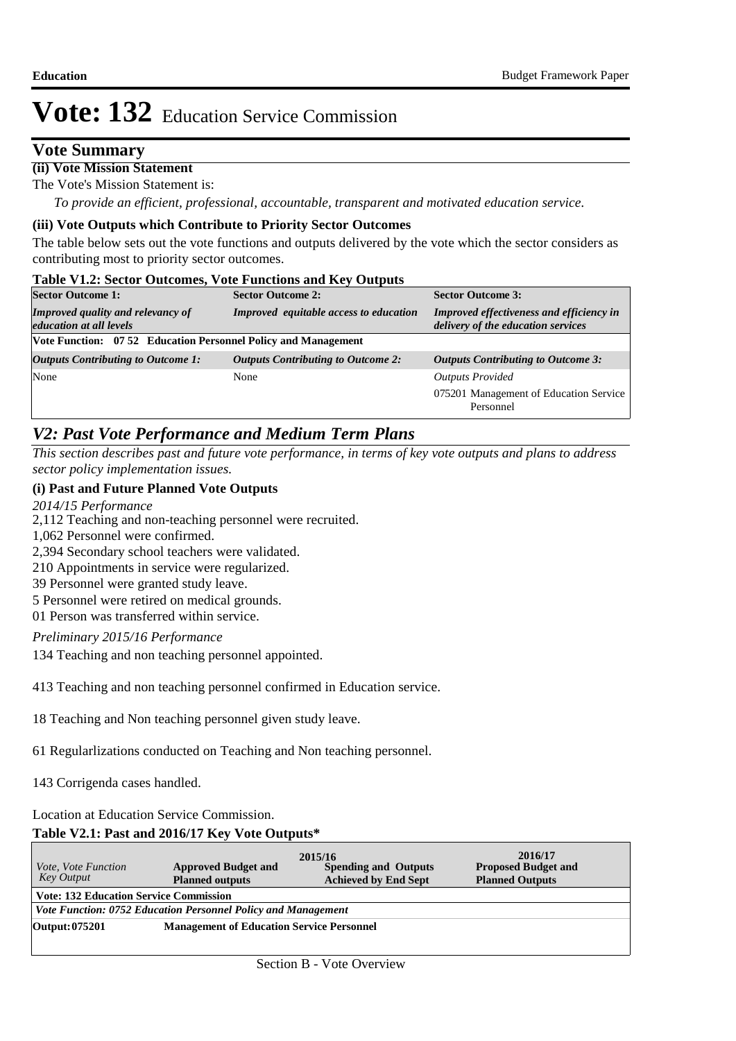# Vote: 132 Education Service Commission

## Vote Summary

**(ii) Vote Mission Statement**

The Vote's Mission Statement is:

*To provide an efficient, professional, accountable, transparent and motivated education service.*

**(iii) Vote Outputs which Contribute to Priority Sector Outcomes**

The table below sets out the vote functions and outputs delivered by the vote which the sector considers as contributing most to priority sector outcomes.

**Table V1.2: Sector Outcomes, Vote Functions and Key Outputs**

| **Sector Outcome 1:** | **Sector Outcome 2:** | **Sector Outcome 3:** |
|---|---|---|
| ***Improved quality and relevancy of education at all levels*** | ***Improved equitable access to education*** | ***Improved effectiveness and efficiency in delivery of the education services*** |
| **Vote Function: 07 52 Education Personnel Policy and Management** | | |
| ***Outputs Contributing to Outcome 1:*** | ***Outputs Contributing to Outcome 2:*** | ***Outputs Contributing to Outcome 3:*** |
| None | None | *Outputs Provided* |
| | | 075201 Management of Education Service Personnel |

## *V2: Past Vote Performance and Medium Term Plans*

*This section describes past and future vote performance, in terms of key vote outputs and plans to address sector policy implementation issues.*

### (i) Past and Future Planned Vote Outputs

*2014/15 Performance*

2,112 Teaching and non-teaching personnel were recruited.
1,062 Personnel were confirmed.
2,394 Secondary school teachers were validated.
210 Appointments in service were regularized.
39 Personnel were granted study leave.
5 Personnel were retired on medical grounds.
01 Person was transferred within service.

*Preliminary 2015/16 Performance*

134 Teaching and non teaching personnel appointed.

413 Teaching and non teaching personnel confirmed in Education service.

18 Teaching and Non teaching personnel given study leave.

61 Regularlizations conducted on Teaching and Non teaching personnel.

143 Corrigenda cases handled.

Location at Education Service Commission.

**Table V2.1: Past and 2016/17 Key Vote Outputs***

| *Vote, Vote Function Key Output* | 2015/16 **Approved Budget and Planned outputs** | **Spending and Outputs Achieved by End Sept** | 2016/17 **Proposed Budget and Planned Outputs** |
|---|---|---|---|
| **Vote: 132 Education Service Commission** | | | |
| ***Vote Function: 0752 Education Personnel Policy and Management*** | | | |
| **Output: 075201** | **Management of Education Service Personnel** | | |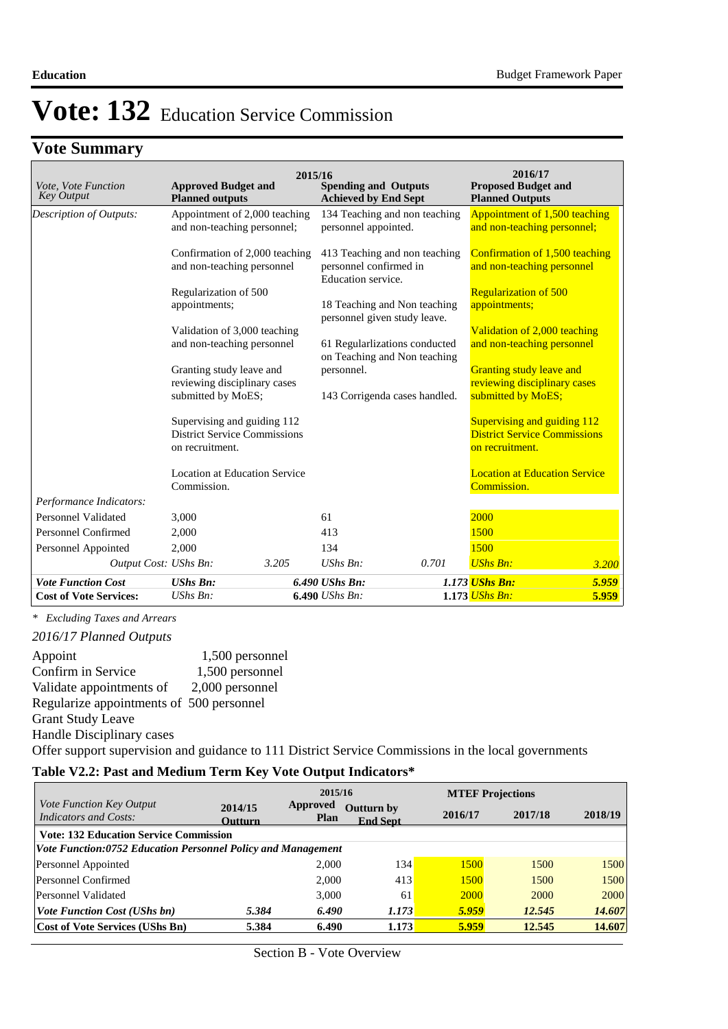# Vote: 132 Education Service Commission

## Vote Summary

| Vote, Vote Function Key Output | 2015/16 Approved Budget and Planned outputs | | 2015/16 Spending and Outputs Achieved by End Sept | | 2016/17 Proposed Budget and Planned Outputs | |
|---|---|---|---|---|---|---|
| *Description of Outputs:* | Appointment of 2,000 teaching and non-teaching personnel; <br><br> Confirmation of 2,000 teaching and non-teaching personnel <br><br> Regularization of 500 appointments; <br><br> Validation of 3,000 teaching and non-teaching personnel <br><br> Granting study leave and reviewing disciplinary cases submitted by MoES; <br><br> Supervising and guiding 112 District Service Commissions on recruitment. <br><br> Location at Education Service Commission. | | 134 Teaching and non teaching personnel appointed. <br><br> 413 Teaching and non teaching personnel confirmed in Education service. <br><br> 18 Teaching and Non teaching personnel given study leave. <br><br> 61 Regularlizations conducted on Teaching and Non teaching personnel. <br><br> 143 Corrigenda cases handled. | | Appointment of 1,500 teaching and non-teaching personnel; <br><br> Confirmation of 1,500 teaching and non-teaching personnel <br><br> Regularization of 500 appointments; <br><br> Validation of 2,000 teaching and non-teaching personnel <br><br> Granting study leave and reviewing disciplinary cases submitted by MoES; <br><br> Supervising and guiding 112 District Service Commissions on recruitment. <br><br> Location at Education Service Commission. | |
| *Performance Indicators:* | | | | | | |
| Personnel Validated | 3,000 | | 61 | | 2000 | |
| Personnel Confirmed | 2,000 | | 413 | | 1500 | |
| Personnel Appointed | 2,000 | | 134 | | 1500 | |
| *Output Cost:* | *UShs Bn:* | *3.205* | *UShs Bn:* | *0.701* | *UShs Bn:* | *3.200* |
| ***Vote Function Cost*** | ***UShs Bn:*** | ***6.490*** | ***UShs Bn:*** | ***1.173*** | ***UShs Bn:*** | ***5.959*** |
| **Cost of Vote Services:** | *UShs Bn:* | **6.490** | *UShs Bn:* | **1.173** | *UShs Bn:* | **5.959** |

*\* Excluding Taxes and Arrears*

*2016/17 Planned Outputs*

Appoint 1,500 personnel
Confirm in Service 1,500 personnel
Validate appointments of 2,000 personnel
Regularize appointments of 500 personnel
Grant Study Leave
Handle Disciplinary cases
Offer support supervision and guidance to 111 District Service Commissions in the local governments

### Table V2.2: Past and Medium Term Key Vote Output Indicators*

| Vote Function Key Output Indicators and Costs: | 2014/15 Outturn | 2015/16 Approved Plan | 2015/16 Outturn by End Sept | MTEF Projections 2016/17 | 2017/18 | 2018/19 |
|---|---|---|---|---|---|---|
| **Vote: 132 Education Service Commission** | | | | | | |
| ***Vote Function:0752 Education Personnel Policy and Management*** | | | | | | |
| Personnel Appointed | | 2,000 | 134 | 1500 | 1500 | 1500 |
| Personnel Confirmed | | 2,000 | 413 | 1500 | 1500 | 1500 |
| Personnel Validated | | 3,000 | 61 | 2000 | 2000 | 2000 |
| ***Vote Function Cost (UShs bn)*** | ***5.384*** | ***6.490*** | ***1.173*** | ***5.959*** | ***12.545*** | ***14.607*** |
| **Cost of Vote Services (UShs Bn)** | **5.384** | **6.490** | **1.173** | **5.959** | **12.545** | **14.607** |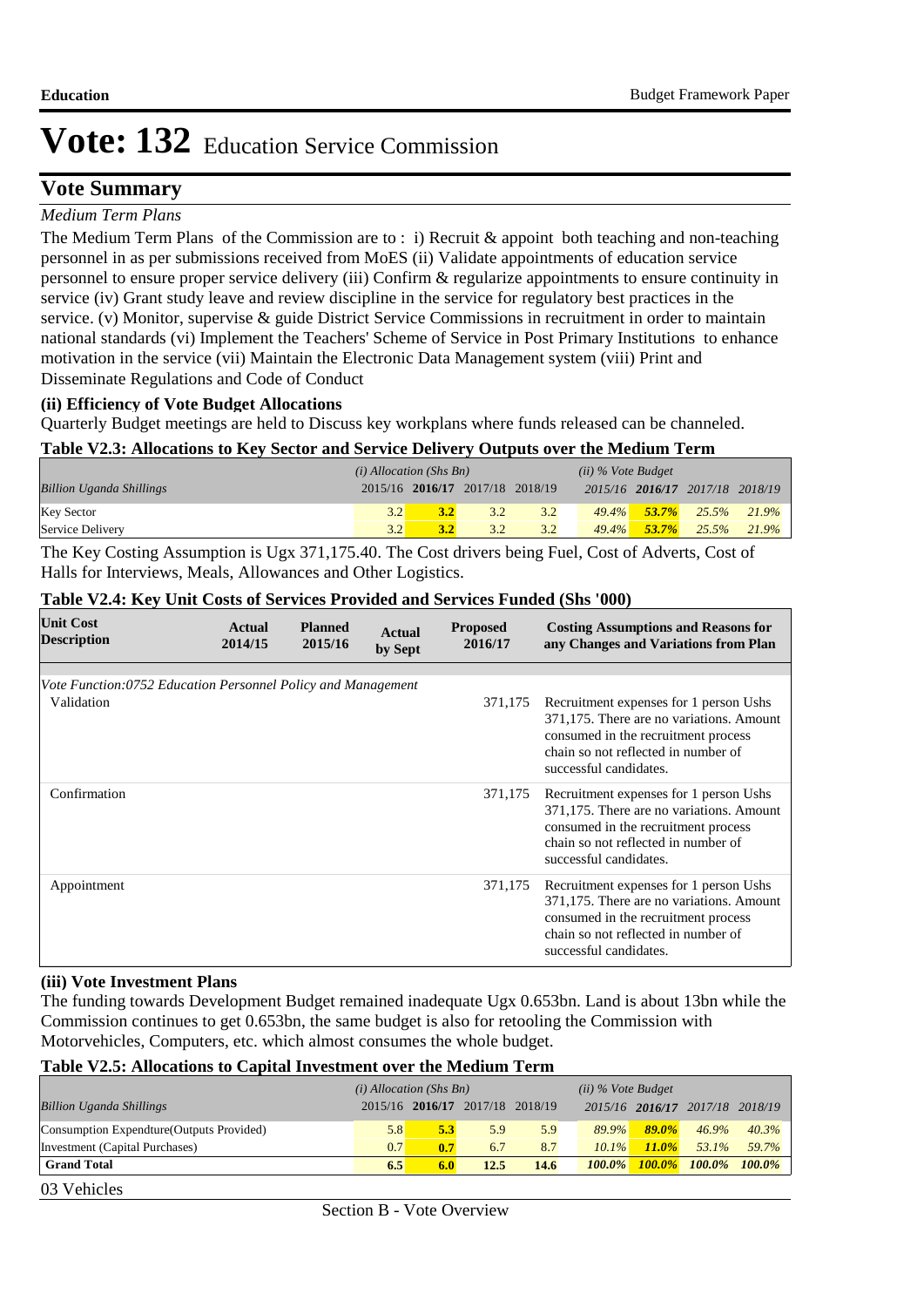# Vote: 132 Education Service Commission

## Vote Summary

*Medium Term Plans*

The Medium Term Plans of the Commission are to : i) Recruit & appoint both teaching and non-teaching personnel in as per submissions received from MoES (ii) Validate appointments of education service personnel to ensure proper service delivery (iii) Confirm & regularize appointments to ensure continuity in service (iv) Grant study leave and review discipline in the service for regulatory best practices in the service. (v) Monitor, supervise & guide District Service Commissions in recruitment in order to maintain national standards (vi) Implement the Teachers' Scheme of Service in Post Primary Institutions to enhance motivation in the service (vii) Maintain the Electronic Data Management system (viii) Print and Disseminate Regulations and Code of Conduct

**(ii) Efficiency of Vote Budget Allocations**

Quarterly Budget meetings are held to Discuss key workplans where funds released can be channeled.

**Table V2.3: Allocations to Key Sector and Service Delivery Outputs over the Medium Term**

| Billion Uganda Shillings | *(i) Allocation (Shs Bn)* | | | | *(ii) % Vote Budget* | | | |
|---|---|---|---|---|---|---|---|---|
| | 2015/16 | **2016/17** | 2017/18 | 2018/19 | *2015/16* | ***2016/17*** | *2017/18* | *2018/19* |
| Key Sector | 3.2 | **3.2** | 3.2 | 3.2 | *49.4%* | ***53.7%*** | *25.5%* | *21.9%* |
| Service Delivery | 3.2 | **3.2** | 3.2 | 3.2 | *49.4%* | ***53.7%*** | *25.5%* | *21.9%* |

The Key Costing Assumption is Ugx 371,175.40. The Cost drivers being Fuel, Cost of Adverts, Cost of Halls for Interviews, Meals, Allowances and Other Logistics.

**Table V2.4: Key Unit Costs of Services Provided and Services Funded (Shs '000)**

| Unit Cost Description | Actual 2014/15 | Planned 2015/16 | Actual by Sept | Proposed 2016/17 | Costing Assumptions and Reasons for any Changes and Variations from Plan |
|---|---|---|---|---|---|
| *Vote Function:0752 Education Personnel Policy and Management* | | | | | |
| Validation | | | | 371,175 | Recruitment expenses for 1 person Ushs 371,175. There are no variations. Amount consumed in the recruitment process chain so not reflected in number of successful candidates. |
| Confirmation | | | | 371,175 | Recruitment expenses for 1 person Ushs 371,175. There are no variations. Amount consumed in the recruitment process chain so not reflected in number of successful candidates. |
| Appointment | | | | 371,175 | Recruitment expenses for 1 person Ushs 371,175. There are no variations. Amount consumed in the recruitment process chain so not reflected in number of successful candidates. |

**(iii) Vote Investment Plans**

The funding towards Development Budget remained inadequate Ugx 0.653bn. Land is about 13bn while the Commission continues to get 0.653bn, the same budget is also for retooling the Commission with Motorvehicles, Computers, etc. which almost consumes the whole budget.

**Table V2.5: Allocations to Capital Investment over the Medium Term**

| Billion Uganda Shillings | *(i) Allocation (Shs Bn)* | | | | *(ii) % Vote Budget* | | | |
|---|---|---|---|---|---|---|---|---|
| | 2015/16 | **2016/17** | 2017/18 | 2018/19 | *2015/16* | ***2016/17*** | *2017/18* | *2018/19* |
| Consumption Expendture(Outputs Provided) | 5.8 | **5.3** | 5.9 | 5.9 | *89.9%* | ***89.0%*** | *46.9%* | *40.3%* |
| Investment (Capital Purchases) | 0.7 | **0.7** | 6.7 | 8.7 | *10.1%* | ***11.0%*** | *53.1%* | *59.7%* |
| **Grand Total** | **6.5** | **6.0** | **12.5** | **14.6** | ***100.0%*** | ***100.0%*** | ***100.0%*** | ***100.0%*** |

03 Vehicles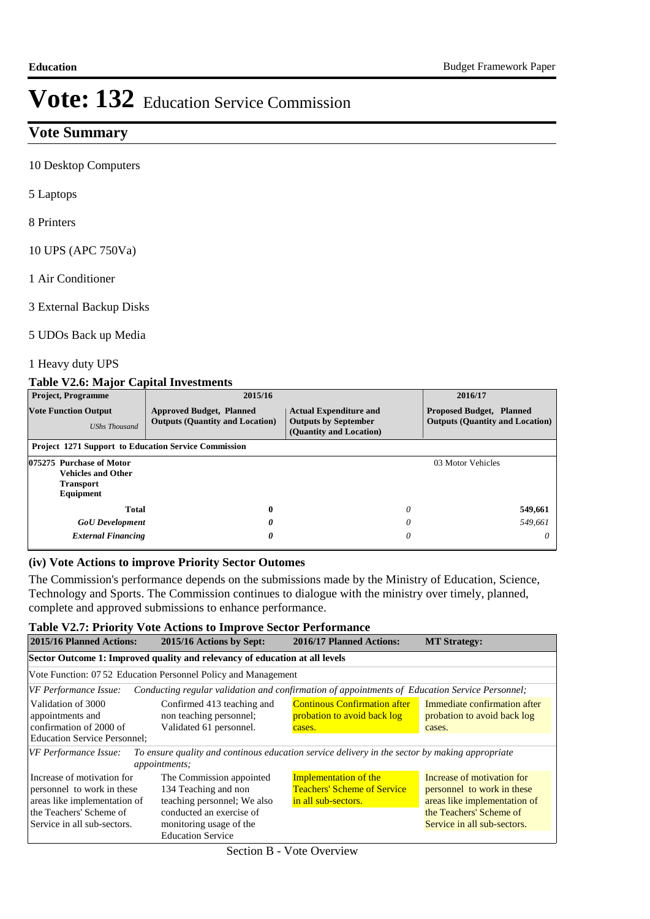# Vote: 132 Education Service Commission

## Vote Summary

10 Desktop Computers

5 Laptops

8 Printers

10 UPS (APC 750Va)

1 Air Conditioner

3 External Backup Disks

5 UDOs Back up Media

1 Heavy duty UPS

### Table V2.6: Major Capital Investments

| Project, Programme | 2015/16 | | 2016/17 |
|---|---|---|---|
| **Vote Function Output** *UShs Thousand* | **Approved Budget, Planned Outputs (Quantity and Location)** | **Actual Expenditure and Outputs by September (Quantity and Location)** | **Proposed Budget, Planned Outputs (Quantity and Location)** |
| **Project 1271 Support to Education Service Commission** | | | |
| **075275 Purchase of Motor Vehicles and Other Transport Equipment** | | | 03 Motor Vehicles |
| **Total** | **0** | *0* | **549,661** |
| ***GoU Development*** | ***0*** | *0* | *549,661* |
| ***External Financing*** | ***0*** | *0* | *0* |

### (iv) Vote Actions to improve Priority Sector Outomes

The Commission's performance depends on the submissions made by the Ministry of Education, Science, Technology and Sports. The Commission continues to dialogue with the ministry over timely, planned, complete and approved submissions to enhance performance.

### Table V2.7: Priority Vote Actions to Improve Sector Performance

| 2015/16 Planned Actions: | 2015/16 Actions by Sept: | 2016/17 Planned Actions: | MT Strategy: |
|---|---|---|---|
| **Sector Outcome 1: Improved quality and relevancy of education at all levels** | | | |
| Vote Function: 07 52 Education Personnel Policy and Management | | | |
| *VF Performance Issue: Conducting regular validation and confirmation of appointments of Education Service Personnel;* | | | |
| Validation of 3000 appointments and confirmation of 2000 of Education Service Personnel; | Confirmed 413 teaching and non teaching personnel; Validated 61 personnel. | Continous Confirmation after probation to avoid back log cases. | Immediate confirmation after probation to avoid back log cases. |
| *VF Performance Issue: To ensure quality and continous education service delivery in the sector by making appropriate appointments;* | | | |
| Increase of motivation for personnel to work in these areas like implementation of the Teachers' Scheme of Service in all sub-sectors. | The Commission appointed 134 Teaching and non teaching personnel; We also conducted an exercise of monitoring usage of the Education Service | Implementation of the Teachers' Scheme of Service in all sub-sectors. | Increase of motivation for personnel to work in these areas like implementation of the Teachers' Scheme of Service in all sub-sectors. |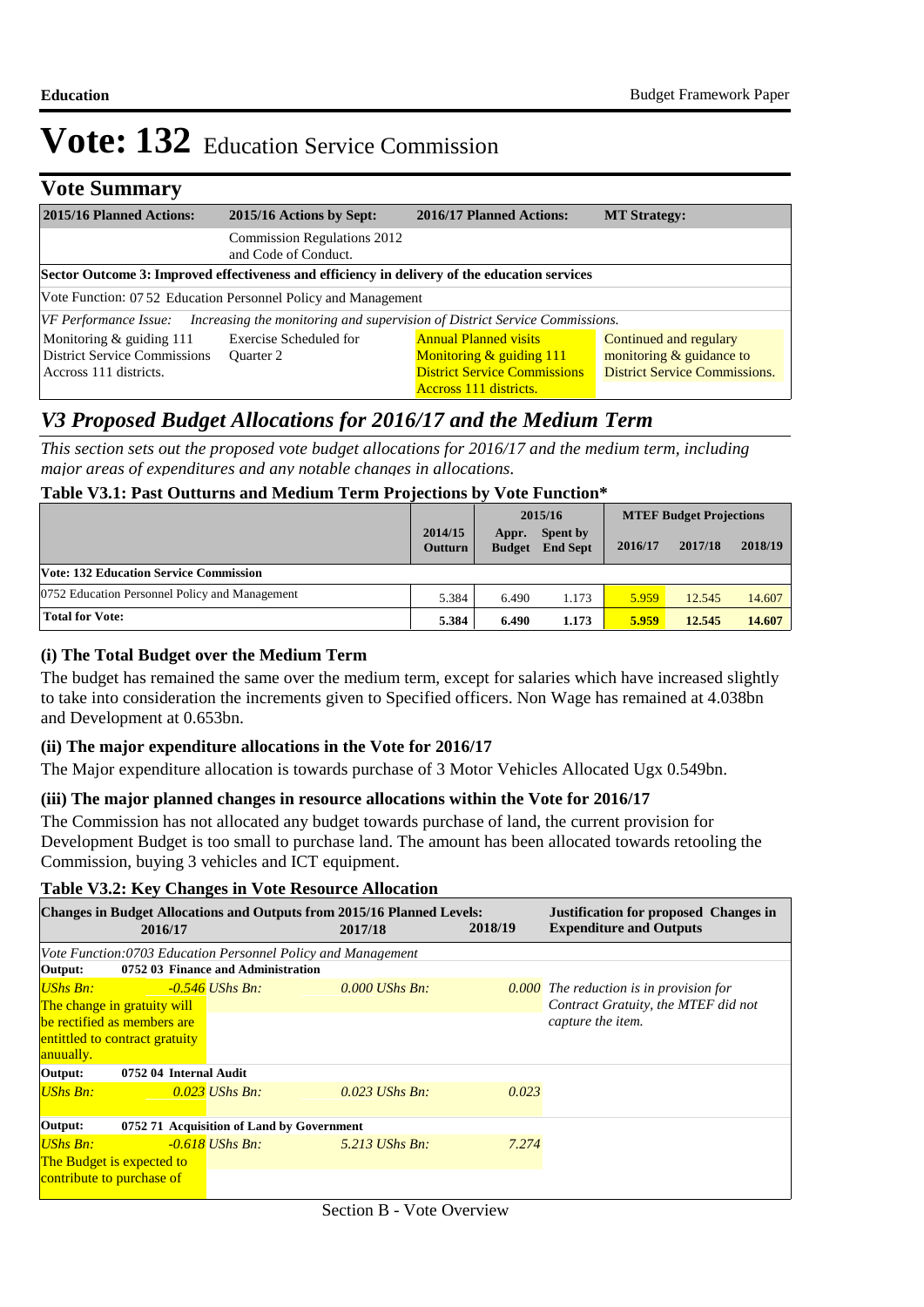# Vote: 132 Education Service Commission

## Vote Summary

| 2015/16 Planned Actions: | 2015/16 Actions by Sept: | 2016/17 Planned Actions: | MT Strategy: |
|---|---|---|---|
| | Commission Regulations 2012 and Code of Conduct. | | |
| **Sector Outcome 3: Improved effectiveness and efficiency in delivery of the education services** | | | |
| Vote Function: 07 52 Education Personnel Policy and Management | | | |
| *VF Performance Issue:* *Increasing the monitoring and supervision of District Service Commissions.* | | | |
| Monitoring & guiding 111 District Service Commissions Accross 111 districts. | Exercise Scheduled for Quarter 2 | Annual Planned visits Monitoring & guiding 111 District Service Commissions Accross 111 districts. | Continued and regulary monitoring & guidance to District Service Commissions. |

## *V3 Proposed Budget Allocations for 2016/17 and the Medium Term*

*This section sets out the proposed vote budget allocations for 2016/17 and the medium term, including major areas of expenditures and any notable changes in allocations.*

### Table V3.1: Past Outturns and Medium Term Projections by Vote Function*

| | 2014/15 Outturn | 2015/16 Appr. Budget | 2015/16 Spent by End Sept | 2016/17 | 2017/18 | 2018/19 |
|---|---|---|---|---|---|---|
| **Vote: 132 Education Service Commission** | | | | | | |
| 0752 Education Personnel Policy and Management | 5.384 | 6.490 | 1.173 | 5.959 | 12.545 | 14.607 |
| **Total for Vote:** | **5.384** | **6.490** | **1.173** | **5.959** | **12.545** | **14.607** |

### (i) The Total Budget over the Medium Term

The budget has remained the same over the medium term, except for salaries which have increased slightly to take into consideration the increments given to Specified officers. Non Wage has remained at 4.038bn and Development at 0.653bn.

### (ii) The major expenditure allocations in the Vote for 2016/17

The Major expenditure allocation is towards purchase of 3 Motor Vehicles Allocated Ugx 0.549bn.

### (iii) The major planned changes in resource allocations within the Vote for 2016/17

The Commission has not allocated any budget towards purchase of land, the current provision for Development Budget is too small to purchase land. The amount has been allocated towards retooling the Commission, buying 3 vehicles and ICT equipment.

### Table V3.2: Key Changes in Vote Resource Allocation

| Changes in Budget Allocations and Outputs from 2015/16 Planned Levels: 2016/17 | 2017/18 | 2018/19 | Justification for proposed Changes in Expenditure and Outputs |
|---|---|---|---|
| *Vote Function:0703 Education Personnel Policy and Management* | | | |
| **Output: 0752 03 Finance and Administration** | | | |
| *UShs Bn: -0.546* The change in gratuity will be rectified as members are entittled to contract gratuity anuually. | *UShs Bn: 0.000* | *UShs Bn: 0.000* | *The reduction is in provision for Contract Gratuity, the MTEF did not capture the item.* |
| **Output: 0752 04 Internal Audit** | | | |
| *UShs Bn: 0.023* | *UShs Bn: 0.023* | *UShs Bn: 0.023* | |
| **Output: 0752 71 Acquisition of Land by Government** | | | |
| *UShs Bn: -0.618* The Budget is expected to contribute to purchase of | *UShs Bn: 5.213* | *UShs Bn: 7.274* | |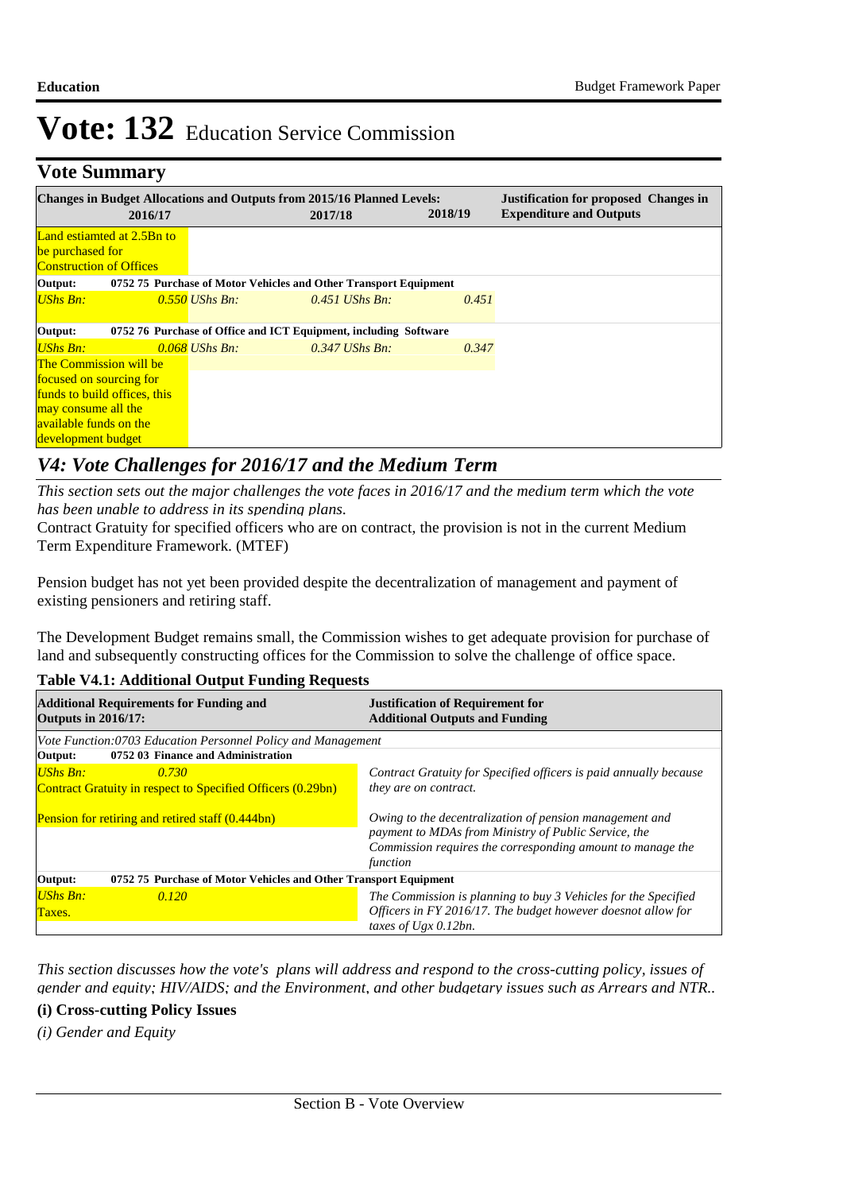# Vote: 132 Education Service Commission

## Vote Summary

| Changes in Budget Allocations and Outputs from 2015/16 Planned Levels: 2016/17 | 2017/18 | 2018/19 | Justification for proposed Changes in Expenditure and Outputs |
|---|---|---|---|
| Land estiamted at 2.5Bn to be purchased for Construction of Offices | | | |
| **Output: 0752 75 Purchase of Motor Vehicles and Other Transport Equipment** | | | |
| *UShs Bn: 0.550* | *UShs Bn: 0.451* | *UShs Bn: 0.451* | |
| **Output: 0752 76 Purchase of Office and ICT Equipment, including Software** | | | |
| *UShs Bn: 0.068* | *UShs Bn: 0.347* | *UShs Bn: 0.347* | |
| The Commission will be focused on sourcing for funds to build offices, this may consume all the available funds on the development budget | | | |

## *V4: Vote Challenges for 2016/17 and the Medium Term*

*This section sets out the major challenges the vote faces in 2016/17 and the medium term which the vote has been unable to address in its spending plans.*

Contract Gratuity for specified officers who are on contract, the provision is not in the current Medium Term Expenditure Framework. (MTEF)

Pension budget has not yet been provided despite the decentralization of management and payment of existing pensioners and retiring staff.

The Development Budget remains small, the Commission wishes to get adequate provision for purchase of land and subsequently constructing offices for the Commission to solve the challenge of office space.

**Table V4.1: Additional Output Funding Requests**

| Additional Requirements for Funding and Outputs in 2016/17: | Justification of Requirement for Additional Outputs and Funding |
|---|---|
| *Vote Function:0703 Education Personnel Policy and Management* | |
| **Output: 0752 03 Finance and Administration** | |
| *UShs Bn: 0.730* | |
| Contract Gratuity in respect to Specified Officers (0.29bn) | *Contract Gratuity for Specified officers is paid annually because they are on contract.* |
| Pension for retiring and retired staff (0.444bn) | *Owing to the decentralization of pension management and payment to MDAs from Ministry of Public Service, the Commission requires the corresponding amount to manage the function* |
| **Output: 0752 75 Purchase of Motor Vehicles and Other Transport Equipment** | |
| *UShs Bn: 0.120* Taxes. | *The Commission is planning to buy 3 Vehicles for the Specified Officers in FY 2016/17. The budget however doesnot allow for taxes of Ugx 0.12bn.* |

*This section discusses how the vote's plans will address and respond to the cross-cutting policy, issues of gender and equity; HIV/AIDS; and the Environment, and other budgetary issues such as Arrears and NTR..*

**(i) Cross-cutting Policy Issues**

*(i) Gender and Equity*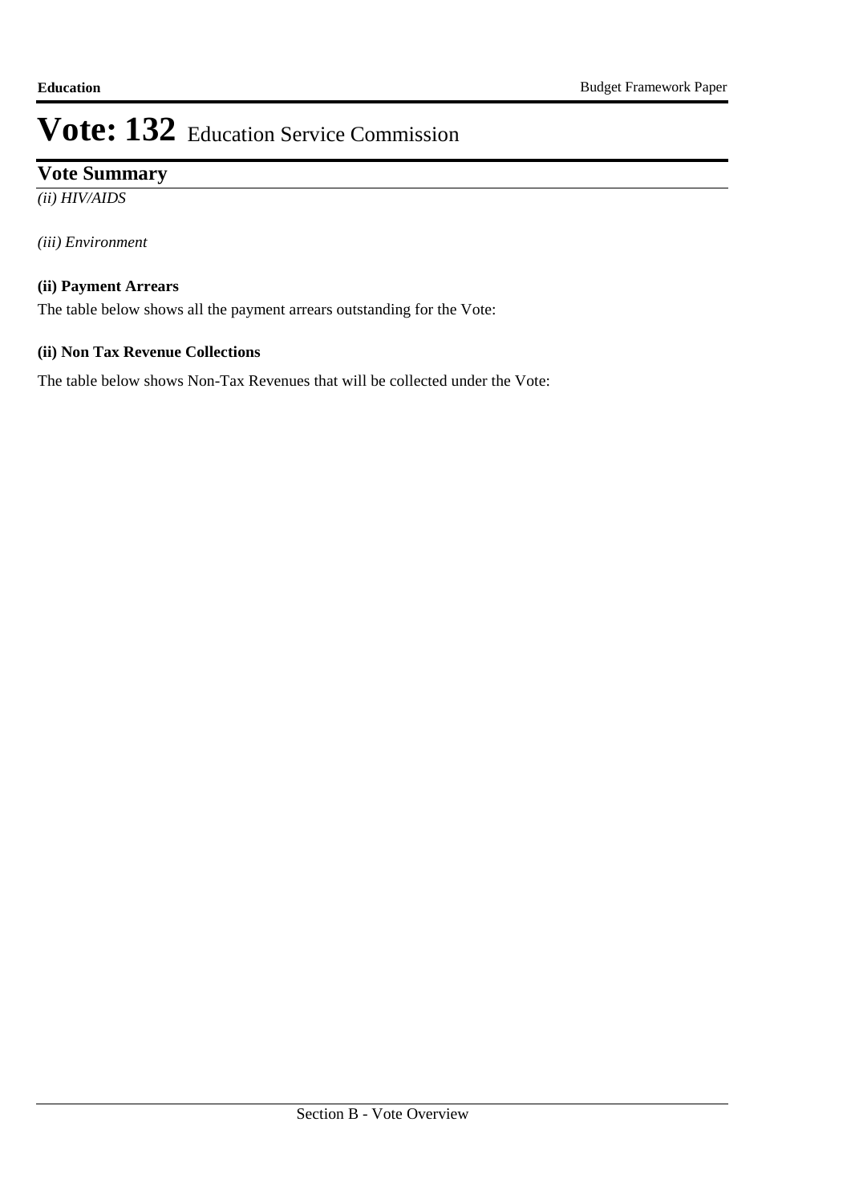# Vote: 132 Education Service Commission

## Vote Summary

*(ii) HIV/AIDS*

*(iii) Environment*

**(ii) Payment Arrears**

The table below shows all the payment arrears outstanding for the Vote:

**(ii) Non Tax Revenue Collections**

The table below shows Non-Tax Revenues that will be collected under the Vote: